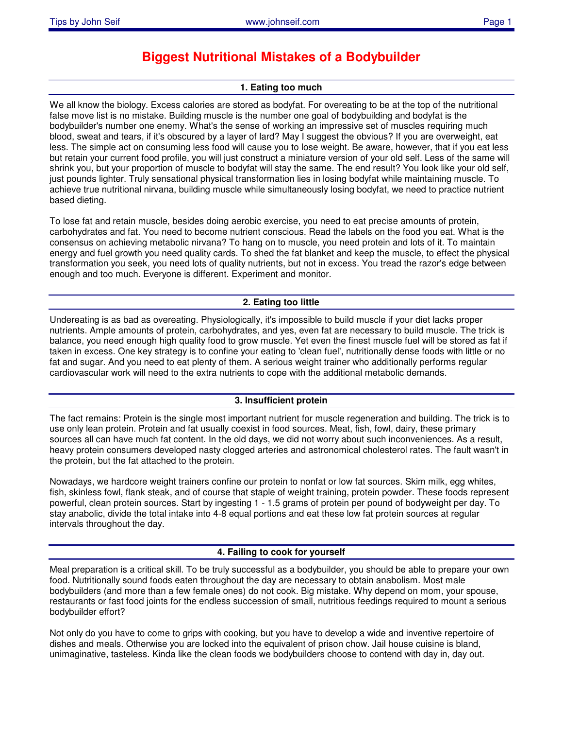# Biggest Nutritional Mistakes of a Bodybuilder

## 1. Eating too much

We all know the biology. Excess calories are stored as bodyfat. For overeating to be at the top of the nutritional false move list is no mistake. Building muscle is the number one goal of bodybuilding and bodyfat is the bodybuilder's number one enemy. What's the sense of working an impressive set of muscles requiring much blood, sweat and tears, if it's obscured by a layer of lard? May I suggest the obvious? If you are overweight, eat less. The simple act on consuming less food will cause you to lose weight. Be aware, however, that if you eat less but retain your current food profile, you will just construct a miniature version of your old self. Less of the same will shrink you, but your proportion of muscle to bodyfat will stay the same. The end result? You look like your old self, just pounds lighter. Truly sensational physical transformation lies in losing bodyfat while maintaining muscle. To achieve true nutritional nirvana, building muscle while simultaneously losing bodyfat, we need to practice nutrient based dieting.

To lose fat and retain muscle, besides doing aerobic exercise, you need to eat precise amounts of protein, carbohydrates and fat. You need to become nutrient conscious. Read the labels on the food you eat. What is the consensus on achieving metabolic nirvana? To hang on to muscle, you need protein and lots of it. To maintain energy and fuel growth you need quality cards. To shed the fat blanket and keep the muscle, to effect the physical transformation you seek, you need lots of quality nutrients, but not in excess. You tread the razor's edge between enough and too much. Everyone is different. Experiment and monitor.

## 2. Eating too little

Undereating is as bad as overeating. Physiologically, it's impossible to build muscle if your diet lacks proper nutrients. Ample amounts of protein, carbohydrates, and yes, even fat are necessary to build muscle. The trick is balance, you need enough high quality food to grow muscle. Yet even the finest muscle fuel will be stored as fat if taken in excess. One key strategy is to confine your eating to 'clean fuel', nutritionally dense foods with little or no fat and sugar. And you need to eat plenty of them. A serious weight trainer who additionally performs regular cardiovascular work will need to the extra nutrients to cope with the additional metabolic demands.

## 3. Insufficient protein

The fact remains: Protein is the single most important nutrient for muscle regeneration and building. The trick is to use only lean protein. Protein and fat usually coexist in food sources. Meat, fish, fowl, dairy, these primary sources all can have much fat content. In the old days, we did not worry about such inconveniences. As a result, heavy protein consumers developed nasty clogged arteries and astronomical cholesterol rates. The fault wasn't in the protein, but the fat attached to the protein.

Nowadays, we hardcore weight trainers confine our protein to nonfat or low fat sources. Skim milk, egg whites, fish, skinless fowl, flank steak, and of course that staple of weight training, protein powder. These foods represent powerful, clean protein sources. Start by ingesting 1 - 1.5 grams of protein per pound of bodyweight per day. To stay anabolic, divide the total intake into 4-8 equal portions and eat these low fat protein sources at regular intervals throughout the day.

## 4. Failing to cook for yourself

Meal preparation is a critical skill. To be truly successful as a bodybuilder, you should be able to prepare your own food. Nutritionally sound foods eaten throughout the day are necessary to obtain anabolism. Most male bodybuilders (and more than a few female ones) do not cook. Big mistake. Why depend on mom, your spouse, restaurants or fast food joints for the endless succession of small, nutritious feedings required to mount a serious bodybuilder effort?

Not only do you have to come to grips with cooking, but you have to develop a wide and inventive repertoire of dishes and meals. Otherwise you are locked into the equivalent of prison chow. Jail house cuisine is bland, unimaginative, tasteless. Kinda like the clean foods we bodybuilders choose to contend with day in, day out.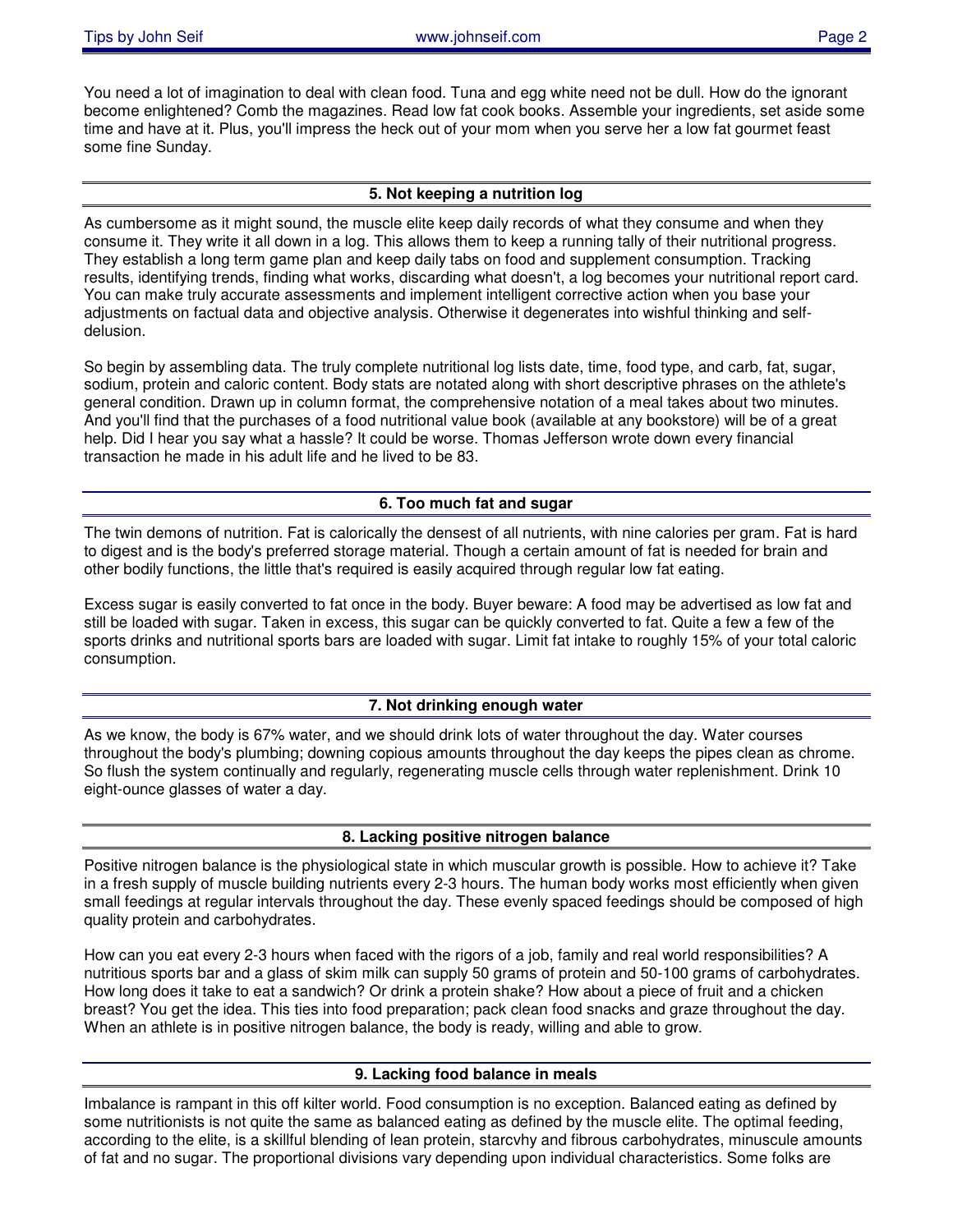You need a lot of imagination to deal with clean food. Tuna and egg white need not be dull. How do the ignorant become enlightened? Comb the magazines. Read low fat cook books. Assemble your ingredients, set aside some time and have at it. Plus, you'll impress the heck out of your mom when you serve her a low fat gourmet feast some fine Sunday.

## 5. Not keeping a nutrition log

As cumbersome as it might sound, the muscle elite keep daily records of what they consume and when they consume it. They write it all down in a log. This allows them to keep a running tally of their nutritional progress. They establish a long term game plan and keep daily tabs on food and supplement consumption. Tracking results, identifying trends, finding what works, discarding what doesn't, a log becomes your nutritional report card. You can make truly accurate assessments and implement intelligent corrective action when you base your adjustments on factual data and objective analysis. Otherwise it degenerates into wishful thinking and self-delusion.

So begin by assembling data. The truly complete nutritional log lists date, time, food type, and carb, fat, sugar, sodium, protein and caloric content. Body stats are notated along with short descriptive phrases on the athlete's general condition. Drawn up in column format, the comprehensive notation of a meal takes about two minutes. And you'll find that the purchases of a food nutritional value book (available at any bookstore) will be of a great help. Did I hear you say what a hassle? It could be worse. Thomas Jefferson wrote down every financial transaction he made in his adult life and he lived to be 83.

## 6. Too much fat and sugar

The twin demons of nutrition. Fat is calorically the densest of all nutrients, with nine calories per gram. Fat is hard to digest and is the body's preferred storage material. Though a certain amount of fat is needed for brain and other bodily functions, the little that's required is easily acquired through regular low fat eating.

Excess sugar is easily converted to fat once in the body. Buyer beware: A food may be advertised as low fat and still be loaded with sugar. Taken in excess, this sugar can be quickly converted to fat. Quite a few a few of the sports drinks and nutritional sports bars are loaded with sugar. Limit fat intake to roughly 15% of your total caloric consumption.

## 7. Not drinking enough water

As we know, the body is 67% water, and we should drink lots of water throughout the day. Water courses throughout the body's plumbing; downing copious amounts throughout the day keeps the pipes clean as chrome. So flush the system continually and regularly, regenerating muscle cells through water replenishment. Drink 10 eight-ounce glasses of water a day.

## 8. Lacking positive nitrogen balance

Positive nitrogen balance is the physiological state in which muscular growth is possible. How to achieve it? Take in a fresh supply of muscle building nutrients every 2-3 hours. The human body works most efficiently when given small feedings at regular intervals throughout the day. These evenly spaced feedings should be composed of high quality protein and carbohydrates.

How can you eat every 2-3 hours when faced with the rigors of a job, family and real world responsibilities? A nutritious sports bar and a glass of skim milk can supply 50 grams of protein and 50-100 grams of carbohydrates. How long does it take to eat a sandwich? Or drink a protein shake? How about a piece of fruit and a chicken breast? You get the idea. This ties into food preparation; pack clean food snacks and graze throughout the day. When an athlete is in positive nitrogen balance, the body is ready, willing and able to grow.

## 9. Lacking food balance in meals

Imbalance is rampant in this off kilter world. Food consumption is no exception. Balanced eating as defined by some nutritionists is not quite the same as balanced eating as defined by the muscle elite. The optimal feeding, according to the elite, is a skillful blending of lean protein, starcvhy and fibrous carbohydrates, minuscule amounts of fat and no sugar. The proportional divisions vary depending upon individual characteristics. Some folks are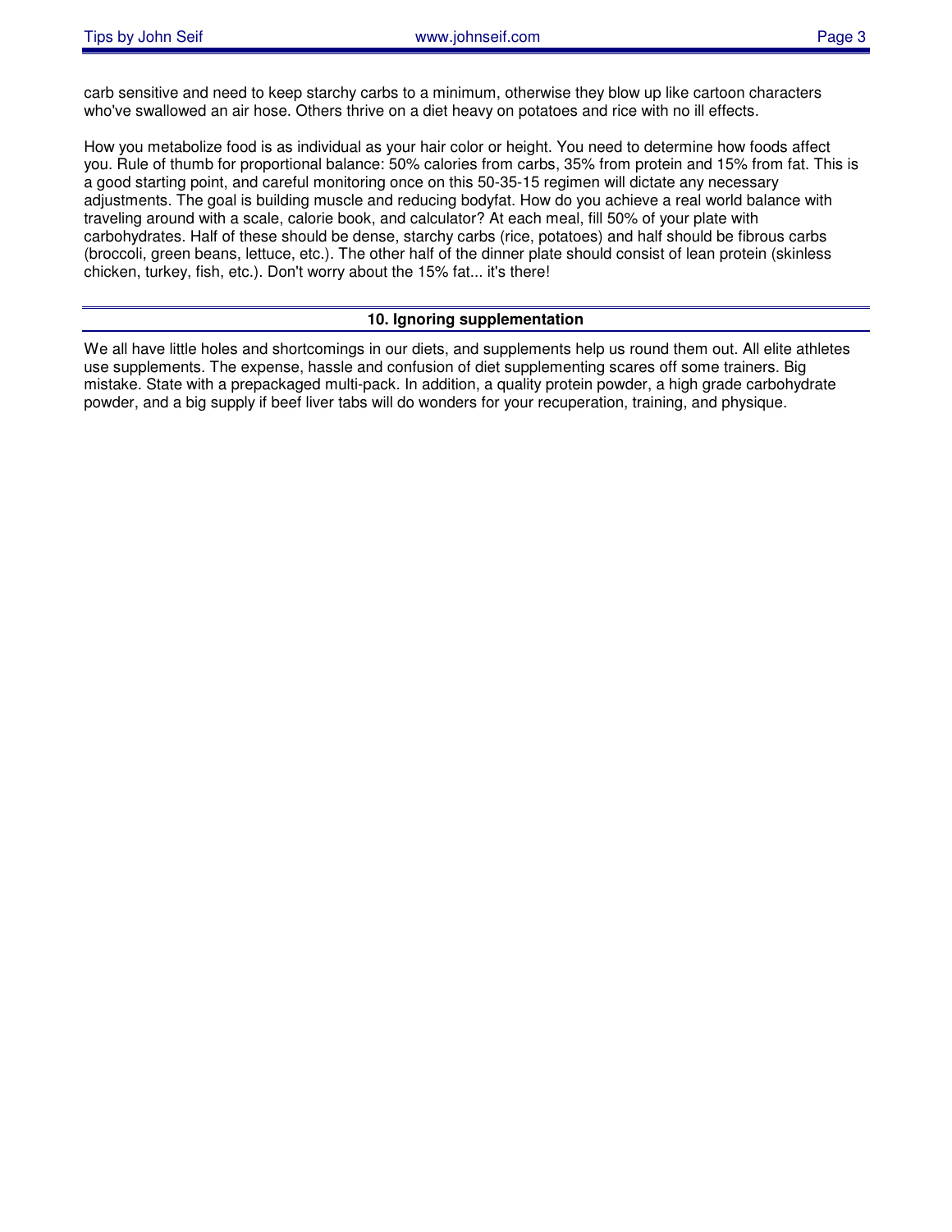carb sensitive and need to keep starchy carbs to a minimum, otherwise they blow up like cartoon characters who've swallowed an air hose. Others thrive on a diet heavy on potatoes and rice with no ill effects.

How you metabolize food is as individual as your hair color or height. You need to determine how foods affect you. Rule of thumb for proportional balance: 50% calories from carbs, 35% from protein and 15% from fat. This is a good starting point, and careful monitoring once on this 50-35-15 regimen will dictate any necessary adjustments. The goal is building muscle and reducing bodyfat. How do you achieve a real world balance with traveling around with a scale, calorie book, and calculator? At each meal, fill 50% of your plate with carbohydrates. Half of these should be dense, starchy carbs (rice, potatoes) and half should be fibrous carbs (broccoli, green beans, lettuce, etc.). The other half of the dinner plate should consist of lean protein (skinless chicken, turkey, fish, etc.). Don't worry about the 15% fat... it's there!

## 10. Ignoring supplementation

We all have little holes and shortcomings in our diets, and supplements help us round them out. All elite athletes use supplements. The expense, hassle and confusion of diet supplementing scares off some trainers. Big mistake. State with a prepackaged multi-pack. In addition, a quality protein powder, a high grade carbohydrate powder, and a big supply if beef liver tabs will do wonders for your recuperation, training, and physique.